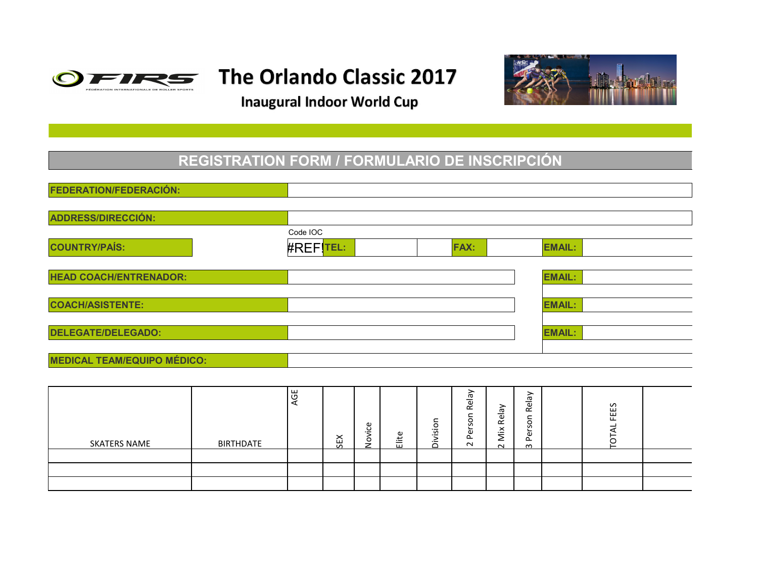# The Orlando Classic 2017

## Inaugural Indoor World Cup

## REGISTRATION FORM / FORMULARIO DE INSCRIPCIÓN

**FEDERATION/FEDERACIÓN:**

**ADDRESS/DIRECCIÓN:**

**COUNTRY/PAÍS:** Code IOC #REF! **TEL:** **FAX:** **EMAIL:**

**HEAD COACH/ENTRENADOR:** **EMAIL:**

**COACH/ASISTENTE:** **EMAIL:**

**DELEGATE/DELEGADO:** **EMAIL:**

**MEDICAL TEAM/EQUIPO MÉDICO:**

| SKATERS NAME | BIRTHDATE | AGE | SEX | Novice | Elite | Division | 2 Person Relay | 2 Mix Relay | 3 Person Relay | | TOTAL FEES | |
|---|---|---|---|---|---|---|---|---|---|---|---|---|
| | | | | | | | | | | | | |
| | | | | | | | | | | | | |
| | | | | | | | | | | | | |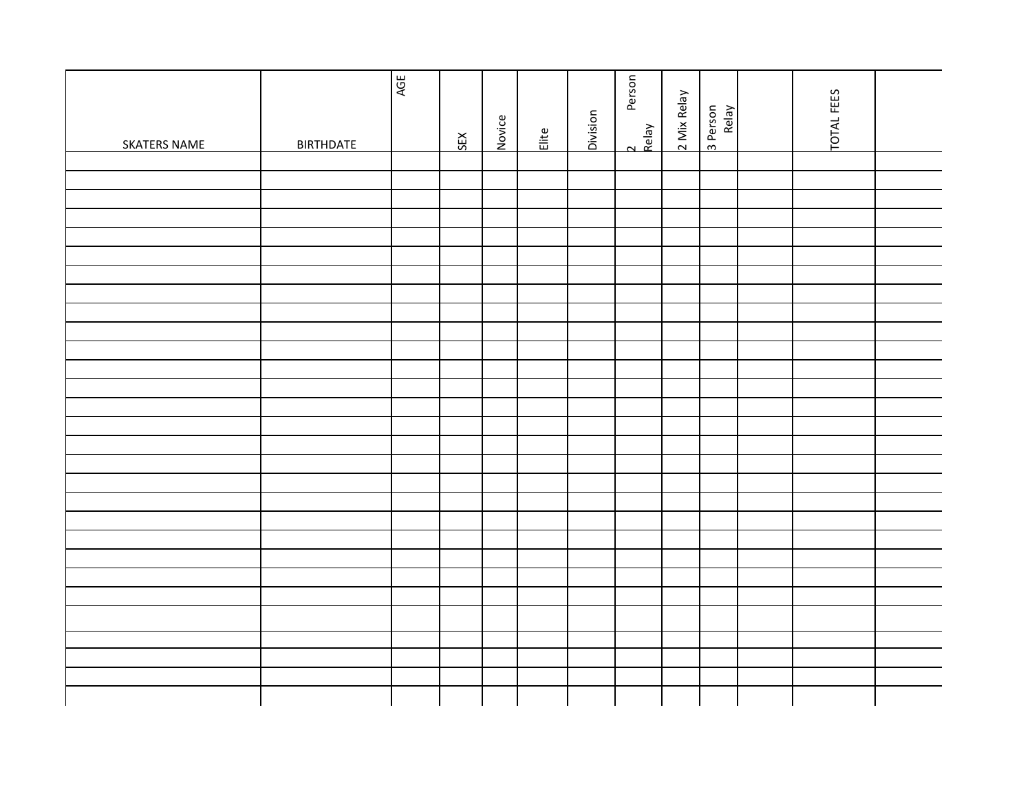| SKATERS NAME | BIRTHDATE | AGE | SEX | Novice | Elite | Division | 2 Person Relay | 2 Mix Relay | 3 Person Relay | | TOTAL FEES | |
|---|---|---|---|---|---|---|---|---|---|---|---|---|
| | | | | | | | | | | | | |
| | | | | | | | | | | | | |
| | | | | | | | | | | | | |
| | | | | | | | | | | | | |
| | | | | | | | | | | | | |
| | | | | | | | | | | | | |
| | | | | | | | | | | | | |
| | | | | | | | | | | | | |
| | | | | | | | | | | | | |
| | | | | | | | | | | | | |
| | | | | | | | | | | | | |
| | | | | | | | | | | | | |
| | | | | | | | | | | | | |
| | | | | | | | | | | | | |
| | | | | | | | | | | | | |
| | | | | | | | | | | | | |
| | | | | | | | | | | | | |
| | | | | | | | | | | | | |
| | | | | | | | | | | | | |
| | | | | | | | | | | | | |
| | | | | | | | | | | | | |
| | | | | | | | | | | | | |
| | | | | | | | | | | | | |
| | | | | | | | | | | | | |
| | | | | | | | | | | | | |
| | | | | | | | | | | | | |
| | | | | | | | | | | | | |
| | | | | | | | | | | | | |
| | | | | | | | | | | | | |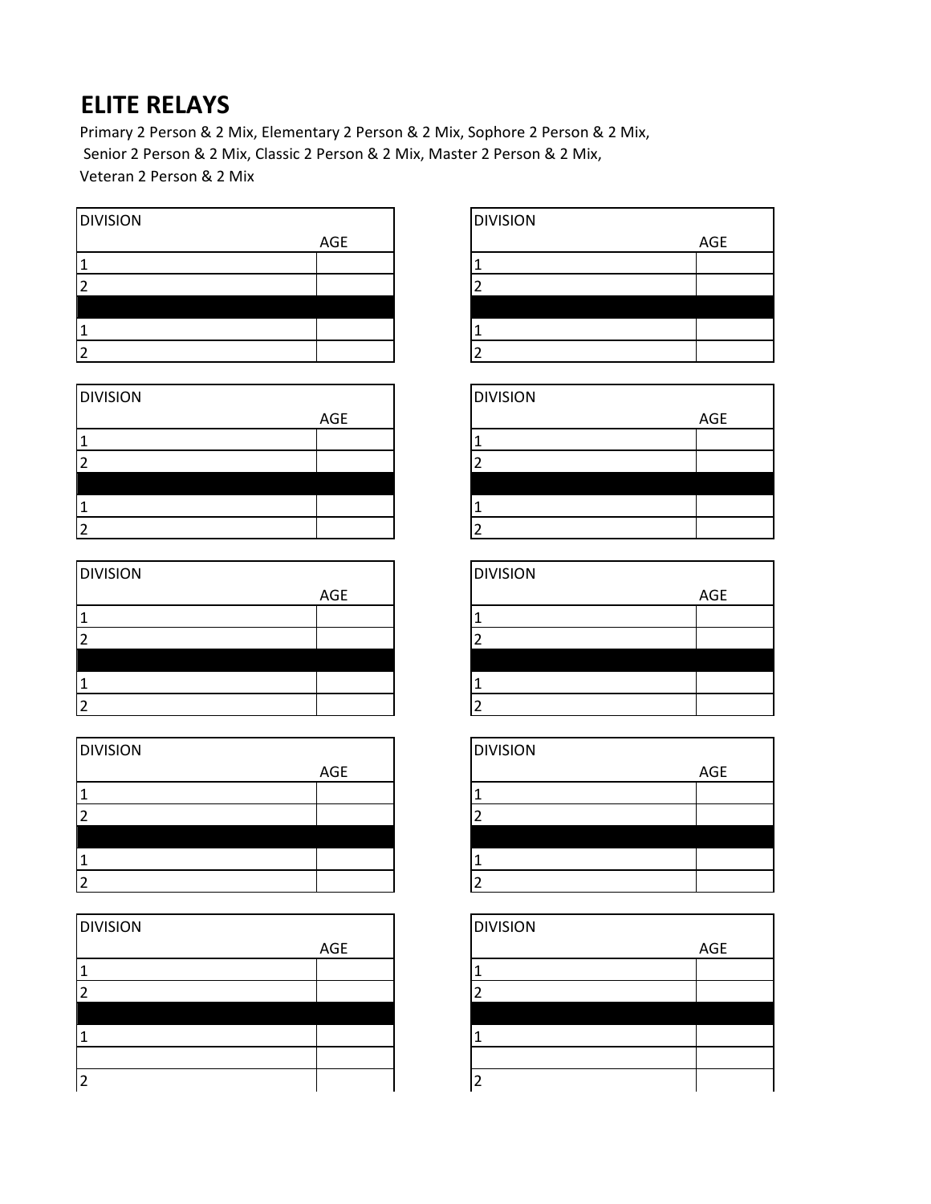# ELITE RELAYS

Primary 2 Person & 2 Mix, Elementary 2 Person & 2 Mix, Sophore 2 Person & 2 Mix, Senior 2 Person & 2 Mix, Classic 2 Person & 2 Mix, Master 2 Person & 2 Mix, Veteran 2 Person & 2 Mix

| DIVISION | AGE |
| --- | --- |
| 1 | |
| 2 | |
| | |
| 1 | |
| 2 | |

| DIVISION | AGE |
| --- | --- |
| 1 | |
| 2 | |
| | |
| 1 | |
| 2 | |

| DIVISION | AGE |
| --- | --- |
| 1 | |
| 2 | |
| | |
| 1 | |
| 2 | |

| DIVISION | AGE |
| --- | --- |
| 1 | |
| 2 | |
| | |
| 1 | |
| 2 | |

| DIVISION | AGE |
| --- | --- |
| 1 | |
| 2 | |
| | |
| 1 | |
| 2 | |

| DIVISION | AGE |
| --- | --- |
| 1 | |
| 2 | |
| | |
| 1 | |
| 2 | |

| DIVISION | AGE |
| --- | --- |
| 1 | |
| 2 | |
| | |
| 1 | |
| 2 | |

| DIVISION | AGE |
| --- | --- |
| 1 | |
| 2 | |
| | |
| 1 | |
| 2 | |

| DIVISION | AGE |
| --- | --- |
| 1 | |
| 2 | |
| | |
| 1 | |
| | |
| 2 | |

| DIVISION | AGE |
| --- | --- |
| 1 | |
| 2 | |
| | |
| 1 | |
| | |
| 2 | |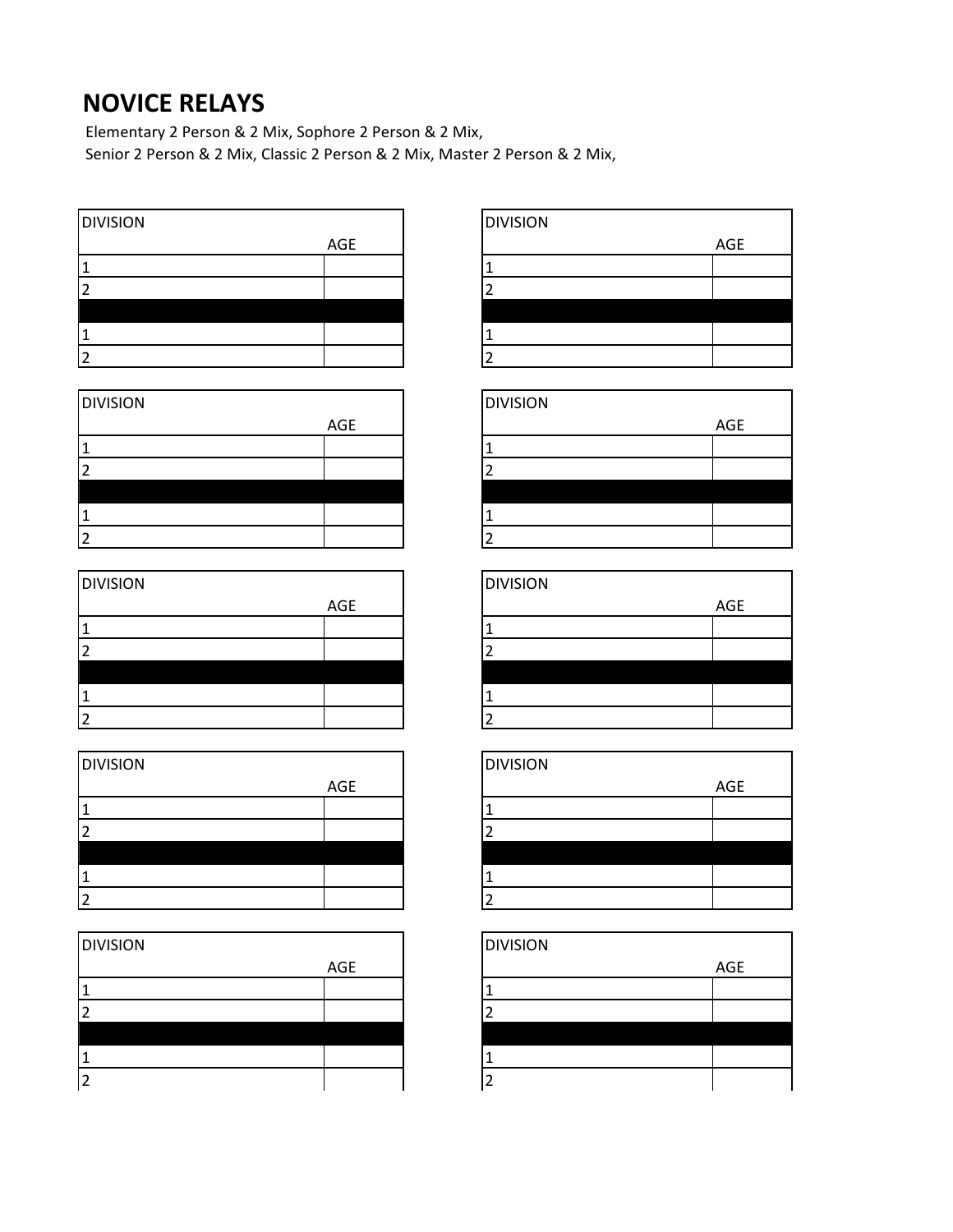# NOVICE RELAYS

Elementary 2 Person & 2 Mix, Sophore 2 Person & 2 Mix,
Senior 2 Person & 2 Mix, Classic 2 Person & 2 Mix, Master 2 Person & 2 Mix,

| DIVISION | AGE |
|---|---|
| 1 | |
| 2 | |
| | |
| 1 | |
| 2 | |

| DIVISION | AGE |
|---|---|
| 1 | |
| 2 | |
| | |
| 1 | |
| 2 | |

| DIVISION | AGE |
|---|---|
| 1 | |
| 2 | |
| | |
| 1 | |
| 2 | |

| DIVISION | AGE |
|---|---|
| 1 | |
| 2 | |
| | |
| 1 | |
| 2 | |

| DIVISION | AGE |
|---|---|
| 1 | |
| 2 | |
| | |
| 1 | |
| 2 | |

| DIVISION | AGE |
|---|---|
| 1 | |
| 2 | |
| | |
| 1 | |
| 2 | |

| DIVISION | AGE |
|---|---|
| 1 | |
| 2 | |
| | |
| 1 | |
| 2 | |

| DIVISION | AGE |
|---|---|
| 1 | |
| 2 | |
| | |
| 1 | |
| 2 | |

| DIVISION | AGE |
|---|---|
| 1 | |
| 2 | |
| | |
| 1 | |
| 2 | |

| DIVISION | AGE |
|---|---|
| 1 | |
| 2 | |
| | |
| 1 | |
| 2 | |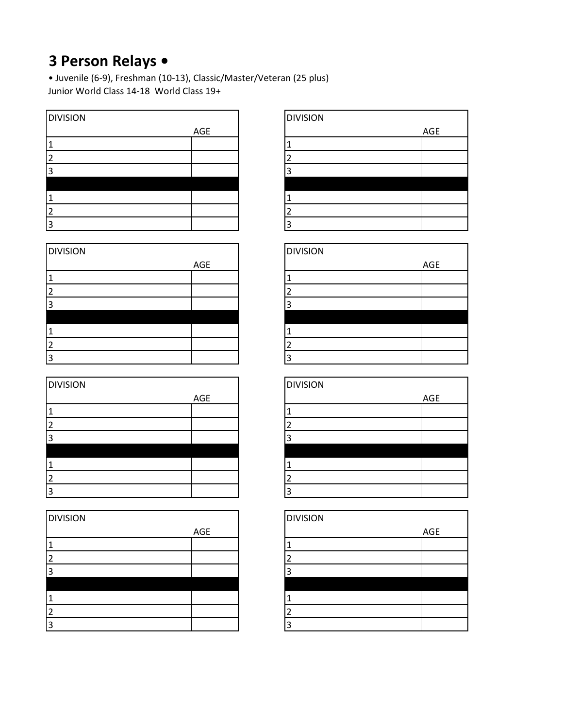# 3 Person Relays •

• Juvenile (6-9), Freshman (10-13), Classic/Master/Veteran (25 plus)
Junior World Class 14-18  World Class 19+

| DIVISION | AGE |
|---|---|
| 1 | |
| 2 | |
| 3 | |
| | |
| 1 | |
| 2 | |
| 3 | |

| DIVISION | AGE |
|---|---|
| 1 | |
| 2 | |
| 3 | |
| | |
| 1 | |
| 2 | |
| 3 | |

| DIVISION | AGE |
|---|---|
| 1 | |
| 2 | |
| 3 | |
| | |
| 1 | |
| 2 | |
| 3 | |

| DIVISION | AGE |
|---|---|
| 1 | |
| 2 | |
| 3 | |
| | |
| 1 | |
| 2 | |
| 3 | |

| DIVISION | AGE |
|---|---|
| 1 | |
| 2 | |
| 3 | |
| | |
| 1 | |
| 2 | |
| 3 | |

| DIVISION | AGE |
|---|---|
| 1 | |
| 2 | |
| 3 | |
| | |
| 1 | |
| 2 | |
| 3 | |

| DIVISION | AGE |
|---|---|
| 1 | |
| 2 | |
| 3 | |
| | |
| 1 | |
| 2 | |
| 3 | |

| DIVISION | AGE |
|---|---|
| 1 | |
| 2 | |
| 3 | |
| | |
| 1 | |
| 2 | |
| 3 | |